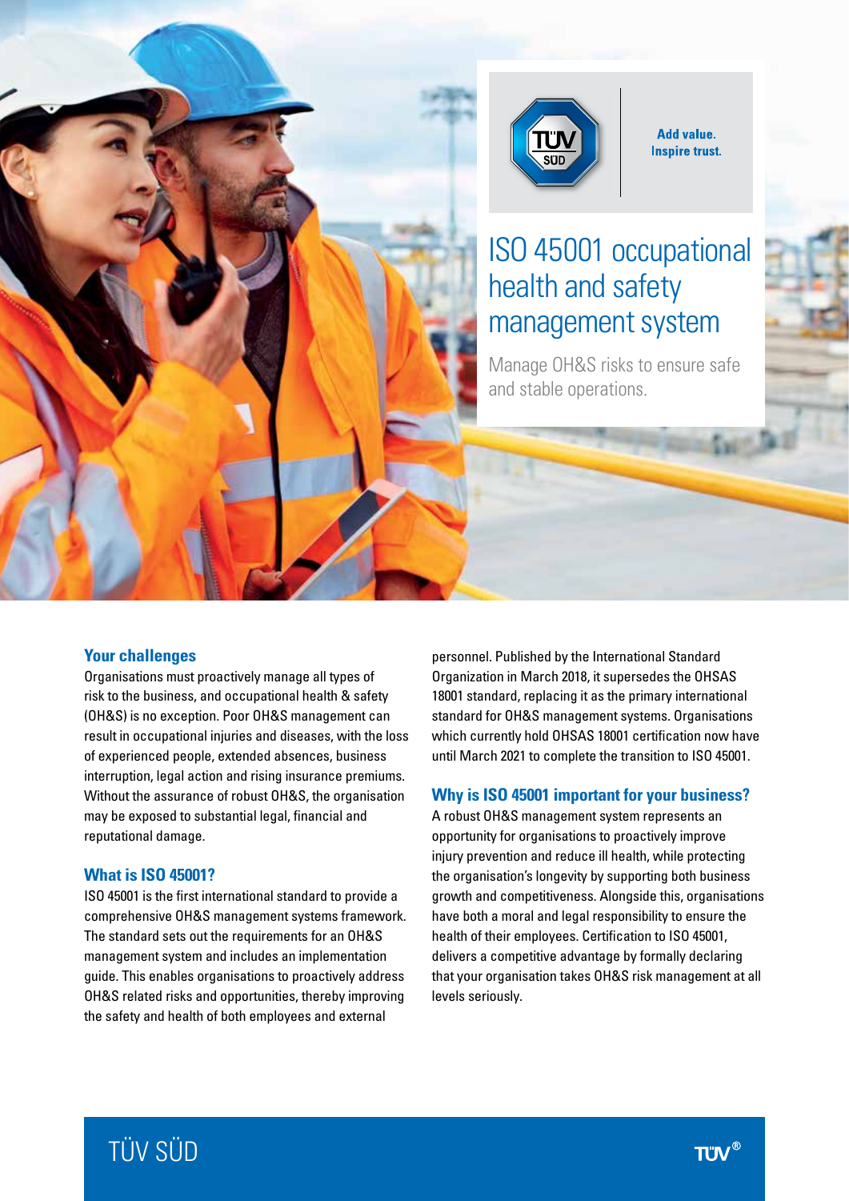Add value.
Inspire trust.

# ISO 45001 occupational health and safety management system

Manage OH&S risks to ensure safe and stable operations.

## Your challenges

Organisations must proactively manage all types of risk to the business, and occupational health & safety (OH&S) is no exception. Poor OH&S management can result in occupational injuries and diseases, with the loss of experienced people, extended absences, business interruption, legal action and rising insurance premiums. Without the assurance of robust OH&S, the organisation may be exposed to substantial legal, financial and reputational damage.

## What is ISO 45001?

ISO 45001 is the first international standard to provide a comprehensive OH&S management systems framework. The standard sets out the requirements for an OH&S management system and includes an implementation guide. This enables organisations to proactively address OH&S related risks and opportunities, thereby improving the safety and health of both employees and external personnel. Published by the International Standard Organization in March 2018, it supersedes the OHSAS 18001 standard, replacing it as the primary international standard for OH&S management systems. Organisations which currently hold OHSAS 18001 certification now have until March 2021 to complete the transition to ISO 45001.

## Why is ISO 45001 important for your business?

A robust OH&S management system represents an opportunity for organisations to proactively improve injury prevention and reduce ill health, while protecting the organisation's longevity by supporting both business growth and competitiveness. Alongside this, organisations have both a moral and legal responsibility to ensure the health of their employees. Certification to ISO 45001, delivers a competitive advantage by formally declaring that your organisation takes OH&S risk management at all levels seriously.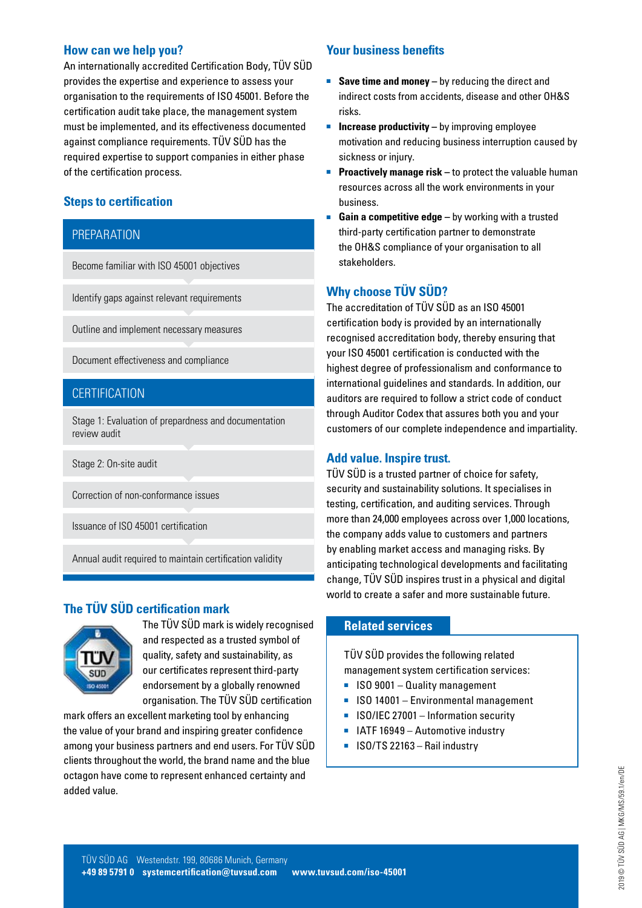## How can we help you?

An internationally accredited Certification Body, TÜV SÜD provides the expertise and experience to assess your organisation to the requirements of ISO 45001. Before the certification audit take place, the management system must be implemented, and its effectiveness documented against compliance requirements. TÜV SÜD has the required expertise to support companies in either phase of the certification process.

## Steps to certification

**PREPARATION**

- Become familiar with ISO 45001 objectives
- Identify gaps against relevant requirements
- Outline and implement necessary measures
- Document effectiveness and compliance

**CERTIFICATION**

- Stage 1: Evaluation of prepardness and documentation review audit
- Stage 2: On-site audit
- Correction of non-conformance issues
- Issuance of ISO 45001 certification
- Annual audit required to maintain certification validity

## The TÜV SÜD certification mark

The TÜV SÜD mark is widely recognised and respected as a trusted symbol of quality, safety and sustainability, as our certificates represent third-party endorsement by a globally renowned organisation. The TÜV SÜD certification mark offers an excellent marketing tool by enhancing the value of your brand and inspiring greater confidence among your business partners and end users. For TÜV SÜD clients throughout the world, the brand name and the blue octagon have come to represent enhanced certainty and added value.

## Your business benefits

- **Save time and money** – by reducing the direct and indirect costs from accidents, disease and other OH&S risks.
- **Increase productivity** – by improving employee motivation and reducing business interruption caused by sickness or injury.
- **Proactively manage risk** – to protect the valuable human resources across all the work environments in your business.
- **Gain a competitive edge** – by working with a trusted third-party certification partner to demonstrate the OH&S compliance of your organisation to all stakeholders.

## Why choose TÜV SÜD?

The accreditation of TÜV SÜD as an ISO 45001 certification body is provided by an internationally recognised accreditation body, thereby ensuring that your ISO 45001 certification is conducted with the highest degree of professionalism and conformance to international guidelines and standards. In addition, our auditors are required to follow a strict code of conduct through Auditor Codex that assures both you and your customers of our complete independence and impartiality.

## Add value. Inspire trust.

TÜV SÜD is a trusted partner of choice for safety, security and sustainability solutions. It specialises in testing, certification, and auditing services. Through more than 24,000 employees across over 1,000 locations, the company adds value to customers and partners by enabling market access and managing risks. By anticipating technological developments and facilitating change, TÜV SÜD inspires trust in a physical and digital world to create a safer and more sustainable future.

## Related services

TÜV SÜD provides the following related management system certification services:

- ISO 9001 – Quality management
- ISO 14001 – Environmental management
- ISO/IEC 27001 – Information security
- IATF 16949 – Automotive industry
- ISO/TS 22163 – Rail industry

TÜV SÜD AG Westendstr. 199, 80686 Munich, Germany
**+49 89 5791 0 systemcertification@tuvsud.com www.tuvsud.com/iso-45001**

2019 © TÜV SÜD AG | MKG/MS/59.1/en/DE